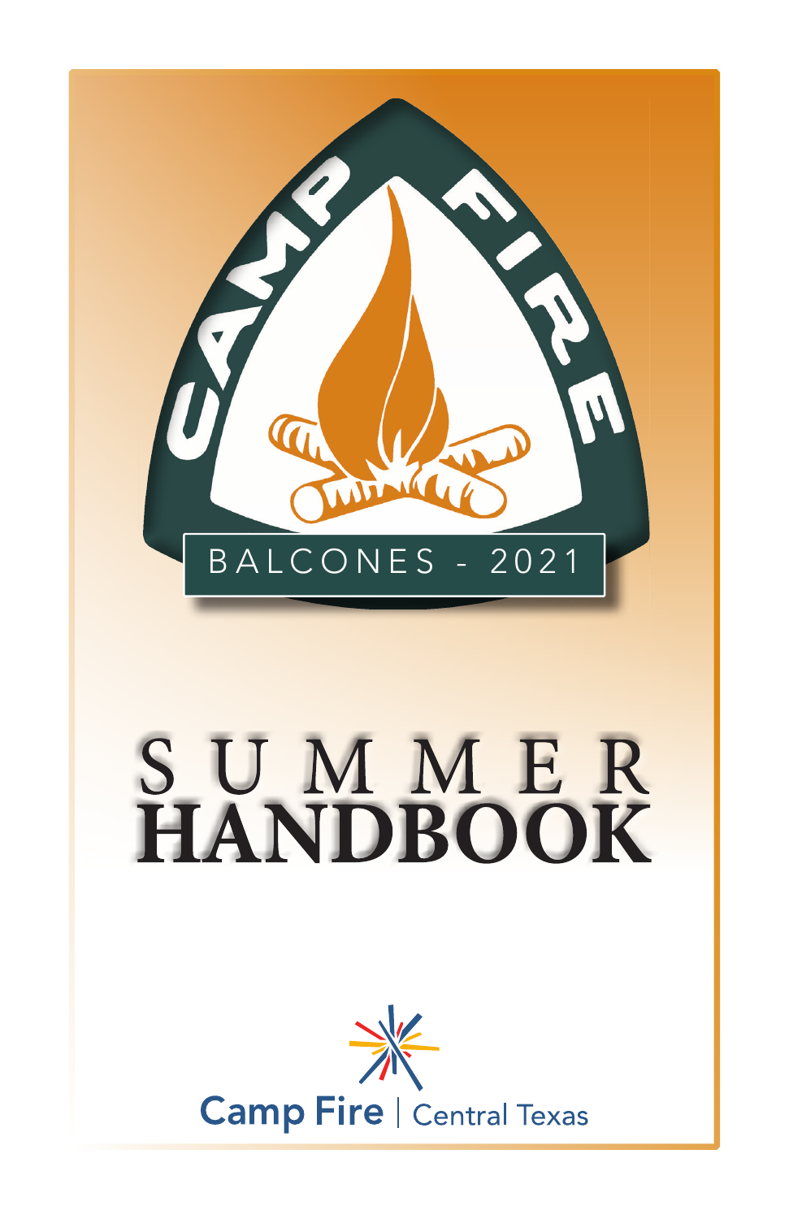CAMP FIRE

BALCONES - 2021

# SUMMER HANDBOOK

Camp Fire | Central Texas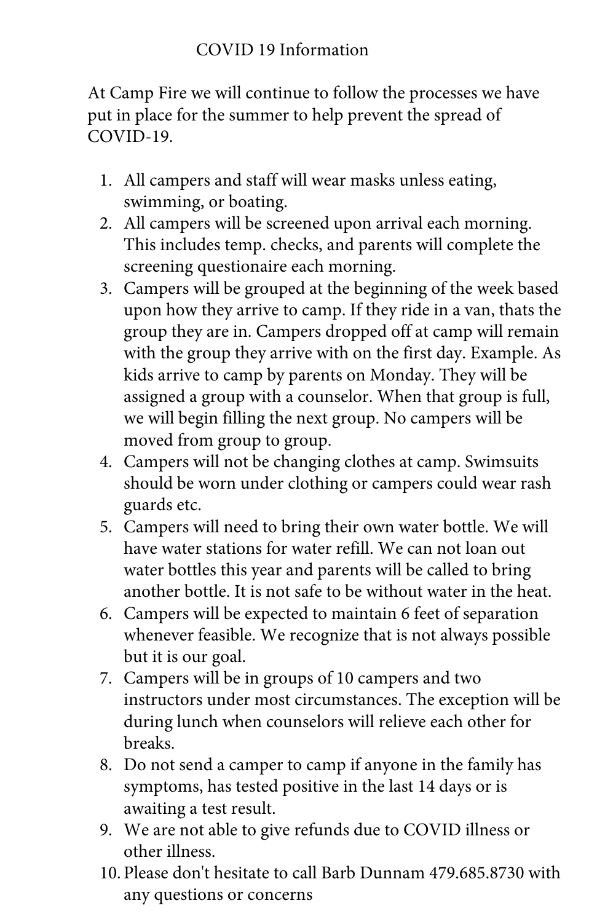# COVID 19 Information

At Camp Fire we will continue to follow the processes we have put in place for the summer to help prevent the spread of COVID-19.

1. All campers and staff will wear masks unless eating, swimming, or boating.
2. All campers will be screened upon arrival each morning. This includes temp. checks, and parents will complete the screening questionaire each morning.
3. Campers will be grouped at the beginning of the week based upon how they arrive to camp. If they ride in a van, thats the group they are in. Campers dropped off at camp will remain with the group they arrive with on the first day. Example. As kids arrive to camp by parents on Monday. They will be assigned a group with a counselor. When that group is full, we will begin filling the next group. No campers will be moved from group to group.
4. Campers will not be changing clothes at camp. Swimsuits should be worn under clothing or campers could wear rash guards etc.
5. Campers will need to bring their own water bottle. We will have water stations for water refill. We can not loan out water bottles this year and parents will be called to bring another bottle. It is not safe to be without water in the heat.
6. Campers will be expected to maintain 6 feet of separation whenever feasible. We recognize that is not always possible but it is our goal.
7. Campers will be in groups of 10 campers and two instructors under most circumstances. The exception will be during lunch when counselors will relieve each other for breaks.
8. Do not send a camper to camp if anyone in the family has symptoms, has tested positive in the last 14 days or is awaiting a test result.
9. We are not able to give refunds due to COVID illness or other illness.
10. Please don't hesitate to call Barb Dunnam 479.685.8730 with any questions or concerns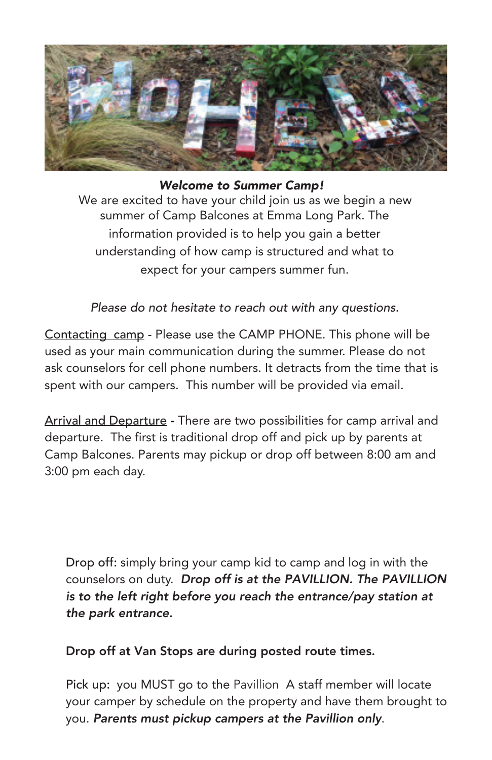***Welcome to Summer Camp!***

We are excited to have your child join us as we begin a new summer of Camp Balcones at Emma Long Park. The information provided is to help you gain a better understanding of how camp is structured and what to expect for your campers summer fun.

*Please do not hesitate to reach out with any questions.*

Contacting camp - Please use the CAMP PHONE. This phone will be used as your main communication during the summer. Please do not ask counselors for cell phone numbers. It detracts from the time that is spent with our campers. This number will be provided via email.

Arrival and Departure - There are two possibilities for camp arrival and departure. The first is traditional drop off and pick up by parents at Camp Balcones. Parents may pickup or drop off between 8:00 am and 3:00 pm each day.

Drop off: simply bring your camp kid to camp and log in with the counselors on duty. ***Drop off is at the PAVILLION. The PAVILLION is to the left right before you reach the entrance/pay station at the park entrance.***

**Drop off at Van Stops are during posted route times.**

Pick up: you MUST go to the Pavillion A staff member will locate your camper by schedule on the property and have them brought to you. ***Parents must pickup campers at the Pavillion only***.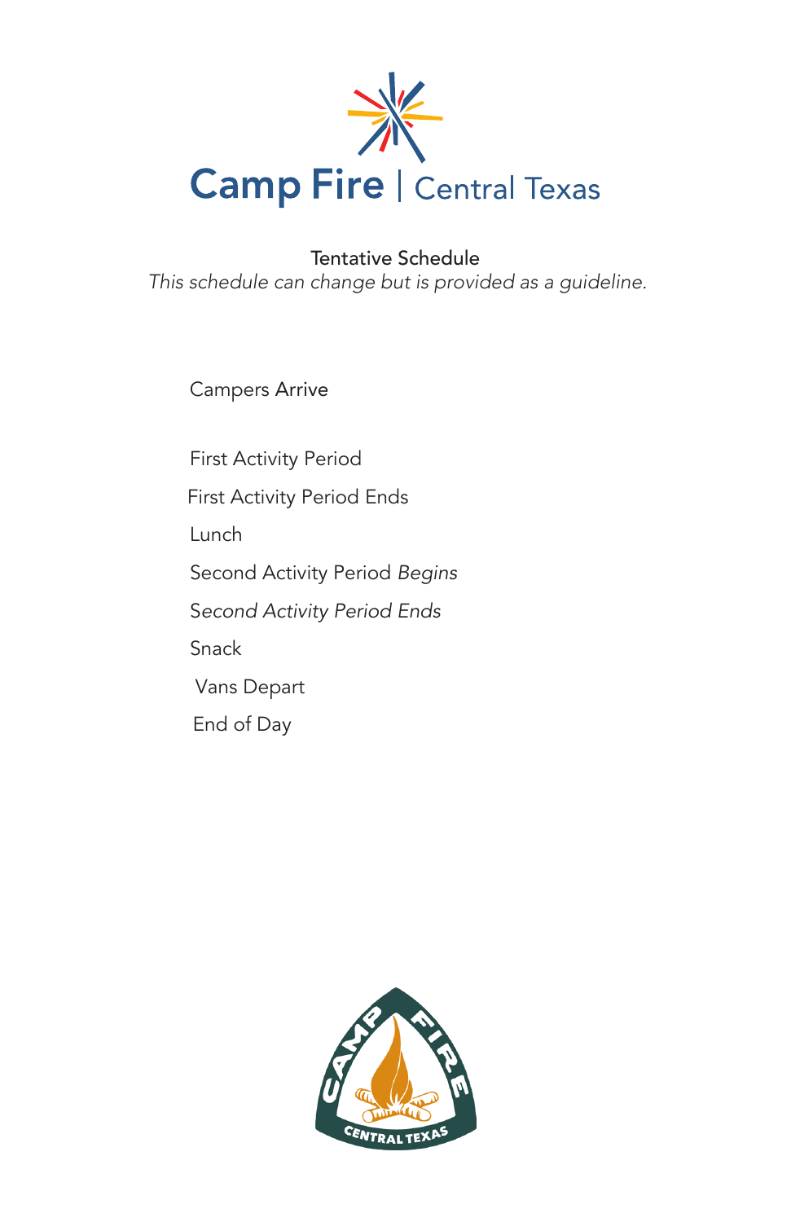Camp Fire | Central Texas

Tentative Schedule

*This schedule can change but is provided as a guideline.*

Campers Arrive

First Activity Period

First Activity Period Ends

Lunch

Second Activity Period *Begins*

*Second Activity Period Ends*

Snack

Vans Depart

End of Day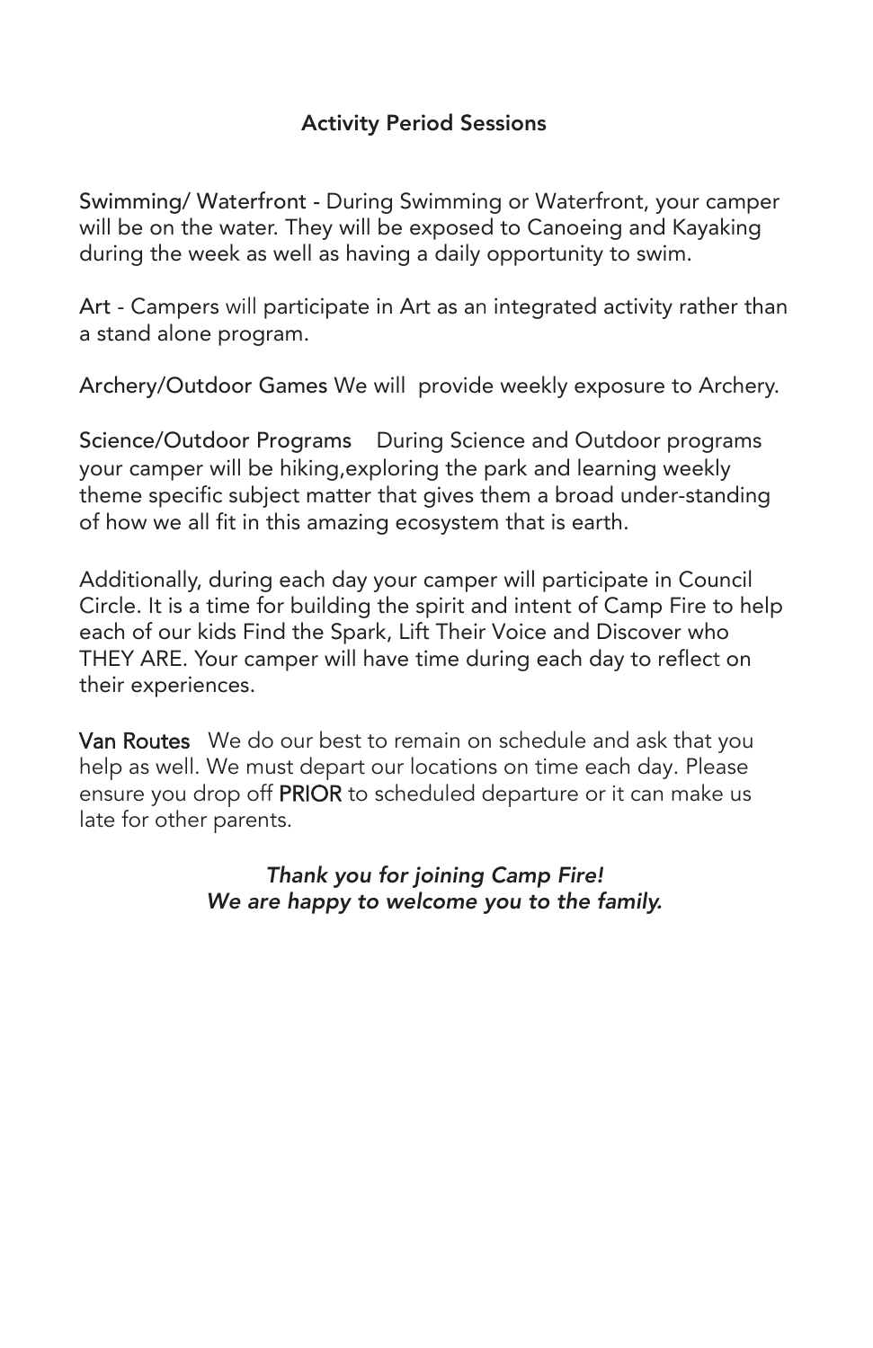## Activity Period Sessions

Swimming/ Waterfront - During Swimming or Waterfront, your camper will be on the water. They will be exposed to Canoeing and Kayaking during the week as well as having a daily opportunity to swim.

Art - Campers will participate in Art as an integrated activity rather than a stand alone program.

Archery/Outdoor Games We will provide weekly exposure to Archery.

Science/Outdoor Programs During Science and Outdoor programs your camper will be hiking,exploring the park and learning weekly theme specific subject matter that gives them a broad under-standing of how we all fit in this amazing ecosystem that is earth.

Additionally, during each day your camper will participate in Council Circle. It is a time for building the spirit and intent of Camp Fire to help each of our kids Find the Spark, Lift Their Voice and Discover who THEY ARE. Your camper will have time during each day to reflect on their experiences.

**Van Routes** We do our best to remain on schedule and ask that you help as well. We must depart our locations on time each day. Please ensure you drop off **PRIOR** to scheduled departure or it can make us late for other parents.

*Thank you for joining Camp Fire!*
*We are happy to welcome you to the family.*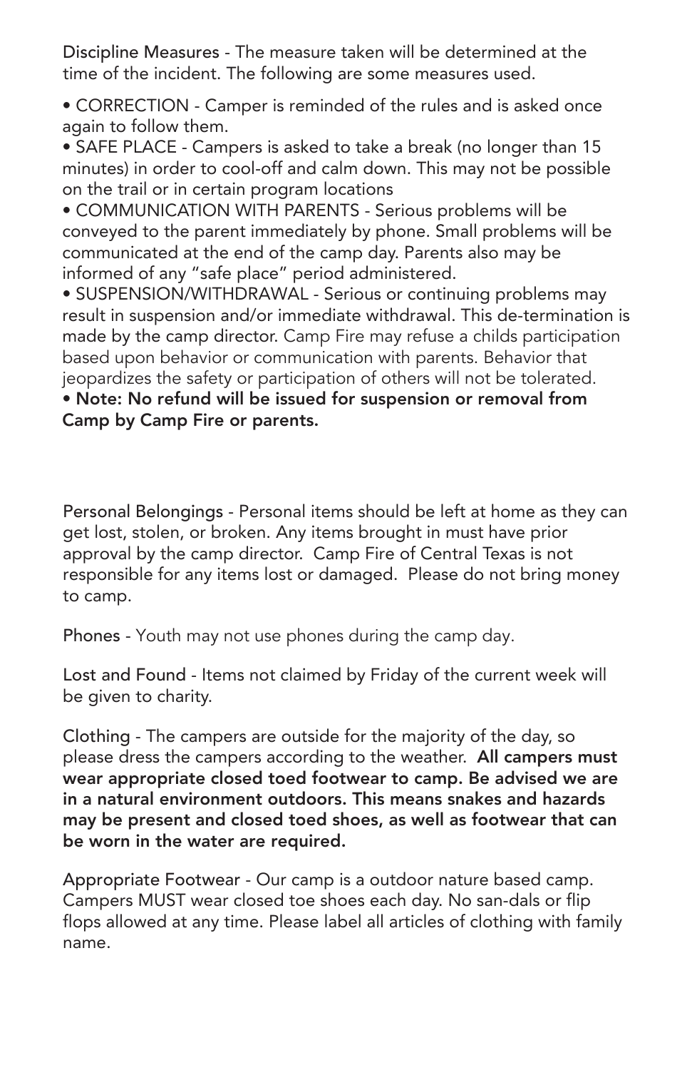Discipline Measures - The measure taken will be determined at the time of the incident. The following are some measures used.

- CORRECTION - Camper is reminded of the rules and is asked once again to follow them.
- SAFE PLACE - Campers is asked to take a break (no longer than 15 minutes) in order to cool-off and calm down. This may not be possible on the trail or in certain program locations
- COMMUNICATION WITH PARENTS - Serious problems will be conveyed to the parent immediately by phone. Small problems will be communicated at the end of the camp day. Parents also may be informed of any "safe place" period administered.
- SUSPENSION/WITHDRAWAL - Serious or continuing problems may result in suspension and/or immediate withdrawal. This de-termination is made by the camp director. Camp Fire may refuse a childs participation based upon behavior or communication with parents. Behavior that jeopardizes the safety or participation of others will not be tolerated.
- **Note: No refund will be issued for suspension or removal from Camp by Camp Fire or parents.**

Personal Belongings - Personal items should be left at home as they can get lost, stolen, or broken. Any items brought in must have prior approval by the camp director. Camp Fire of Central Texas is not responsible for any items lost or damaged. Please do not bring money to camp.

Phones - Youth may not use phones during the camp day.

Lost and Found - Items not claimed by Friday of the current week will be given to charity.

Clothing - The campers are outside for the majority of the day, so please dress the campers according to the weather. **All campers must wear appropriate closed toed footwear to camp. Be advised we are in a natural environment outdoors. This means snakes and hazards may be present and closed toed shoes, as well as footwear that can be worn in the water are required.**

Appropriate Footwear - Our camp is a outdoor nature based camp. Campers MUST wear closed toe shoes each day. No san-dals or flip flops allowed at any time. Please label all articles of clothing with family name.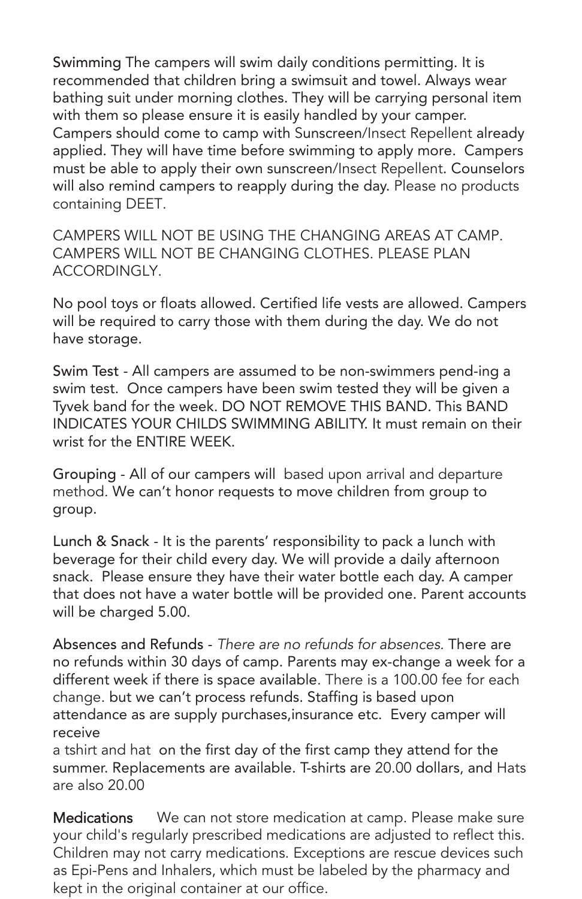Swimming The campers will swim daily conditions permitting. It is recommended that children bring a swimsuit and towel. Always wear bathing suit under morning clothes. They will be carrying personal item with them so please ensure it is easily handled by your camper. Campers should come to camp with Sunscreen/Insect Repellent already applied. They will have time before swimming to apply more. Campers must be able to apply their own sunscreen/Insect Repellent. Counselors will also remind campers to reapply during the day. Please no products containing DEET.

CAMPERS WILL NOT BE USING THE CHANGING AREAS AT CAMP. CAMPERS WILL NOT BE CHANGING CLOTHES. PLEASE PLAN ACCORDINGLY.

No pool toys or floats allowed. Certified life vests are allowed. Campers will be required to carry those with them during the day. We do not have storage.

Swim Test - All campers are assumed to be non-swimmers pend-ing a swim test. Once campers have been swim tested they will be given a Tyvek band for the week. DO NOT REMOVE THIS BAND. This BAND INDICATES YOUR CHILDS SWIMMING ABILITY. It must remain on their wrist for the ENTIRE WEEK.

Grouping - All of our campers will based upon arrival and departure method. We can't honor requests to move children from group to group.

Lunch & Snack - It is the parents' responsibility to pack a lunch with beverage for their child every day. We will provide a daily afternoon snack. Please ensure they have their water bottle each day. A camper that does not have a water bottle will be provided one. Parent accounts will be charged 5.00.

Absences and Refunds - *There are no refunds for absences.* There are no refunds within 30 days of camp. Parents may ex-change a week for a different week if there is space available. There is a 100.00 fee for each change. but we can't process refunds. Staffing is based upon attendance as are supply purchases,insurance etc. Every camper will receive
a tshirt and hat on the first day of the first camp they attend for the summer. Replacements are available. T-shirts are 20.00 dollars, and Hats are also 20.00

Medications We can not store medication at camp. Please make sure your child's regularly prescribed medications are adjusted to reflect this. Children may not carry medications. Exceptions are rescue devices such as Epi-Pens and Inhalers, which must be labeled by the pharmacy and kept in the original container at our office.